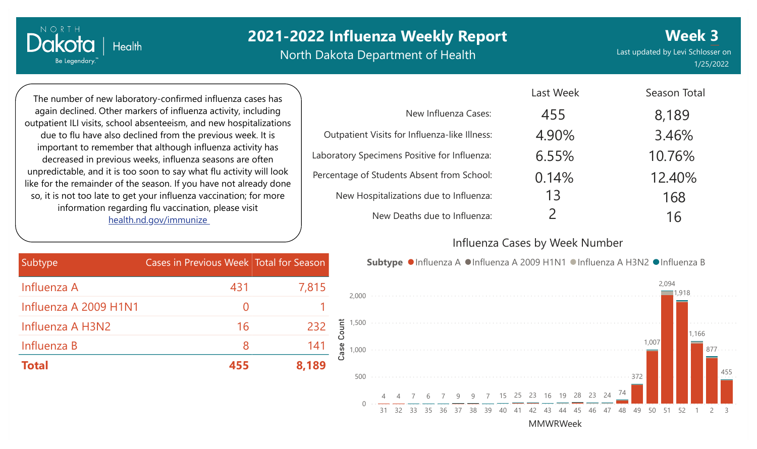# 2021-2022 Influenza Weekly Report

North Dakota Department of Health

**Week 3**

Last updated by Levi Schlosser on 1/25/2022

The number of new laboratory-confirmed influenza cases has again declined. Other markers of influenza activity, including outpatient ILI visits, school absenteeism, and new hospitalizations due to flu have also declined from the previous week. It is important to remember that although influenza activity has decreased in previous weeks, influenza seasons are often unpredictable, and it is too soon to say what flu activity will look like for the remainder of the season. If you have not already done so, it is not too late to get your influenza vaccination; for more information regarding flu vaccination, please visit health.nd.gov/immunize

| | Last Week | Season Total |
|---|---|---|
| New Influenza Cases: | 455 | 8,189 |
| Outpatient Visits for Influenza-like Illness: | 4.90% | 3.46% |
| Laboratory Specimens Positive for Influenza: | 6.55% | 10.76% |
| Percentage of Students Absent from School: | 0.14% | 12.40% |
| New Hospitalizations due to Influenza: | 13 | 168 |
| New Deaths due to Influenza: | 2 | 16 |

| Subtype | Cases in Previous Week | Total for Season |
|---|---|---|
| Influenza A | 431 | 7,815 |
| Influenza A 2009 H1N1 | 0 | 1 |
| Influenza A H3N2 | 16 | 232 |
| Influenza B | 8 | 141 |
| **Total** | **455** | **8,189** |

## Influenza Cases by Week Number

Subtype: Influenza A, Influenza A 2009 H1N1, Influenza A H3N2, Influenza B

| MMWRWeek | 31 | 32 | 33 | 35 | 36 | 37 | 38 | 39 | 40 | 41 | 42 | 43 | 44 | 45 | 46 | 47 | 48 | 49 | 50 | 51 | 52 | 1 | 2 | 3 |
|---|---|---|---|---|---|---|---|---|---|---|---|---|---|---|---|---|---|---|---|---|---|---|---|---|
| Case Count | 4 | 4 | 7 | 6 | 7 | 9 | 9 | 7 | 15 | 25 | 23 | 16 | 19 | 28 | 23 | 24 | 74 | 372 | 1,007 | 2,094 | 1,918 | 1,166 | 877 | 455 |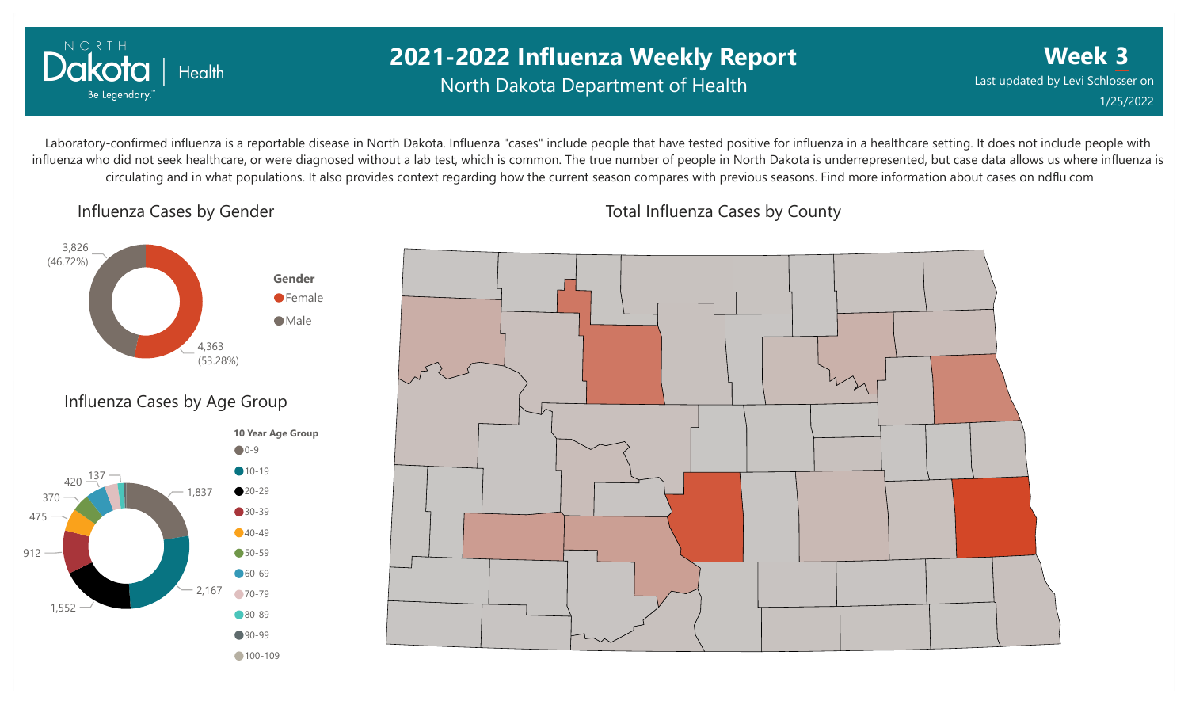# 2021-2022 Influenza Weekly Report

North Dakota Department of Health

**Week 3**

Last updated by Levi Schlosser on 1/25/2022

Laboratory-confirmed influenza is a reportable disease in North Dakota. Influenza "cases" include people that have tested positive for influenza in a healthcare setting. It does not include people with influenza who did not seek healthcare, or were diagnosed without a lab test, which is common. The true number of people in North Dakota is underrepresented, but case data allows us where influenza is circulating and in what populations. It also provides context regarding how the current season compares with previous seasons. Find more information about cases on ndflu.com

## Influenza Cases by Gender

| Gender | Cases | Percent |
|---|---|---|
| Female | 4,363 | 53.28% |
| Male | 3,826 | 46.72% |

## Influenza Cases by Age Group

| 10 Year Age Group | Cases |
|---|---|
| 0-9 | 1,837 |
| 10-19 | 2,167 |
| 20-29 | 1,552 |
| 30-39 | 912 |
| 40-49 | 475 |
| 50-59 | 370 |
| 60-69 | 420 |
| 70-79 | 137 |
| 80-89 | |
| 90-99 | |
| 100-109 | |

## Total Influenza Cases by County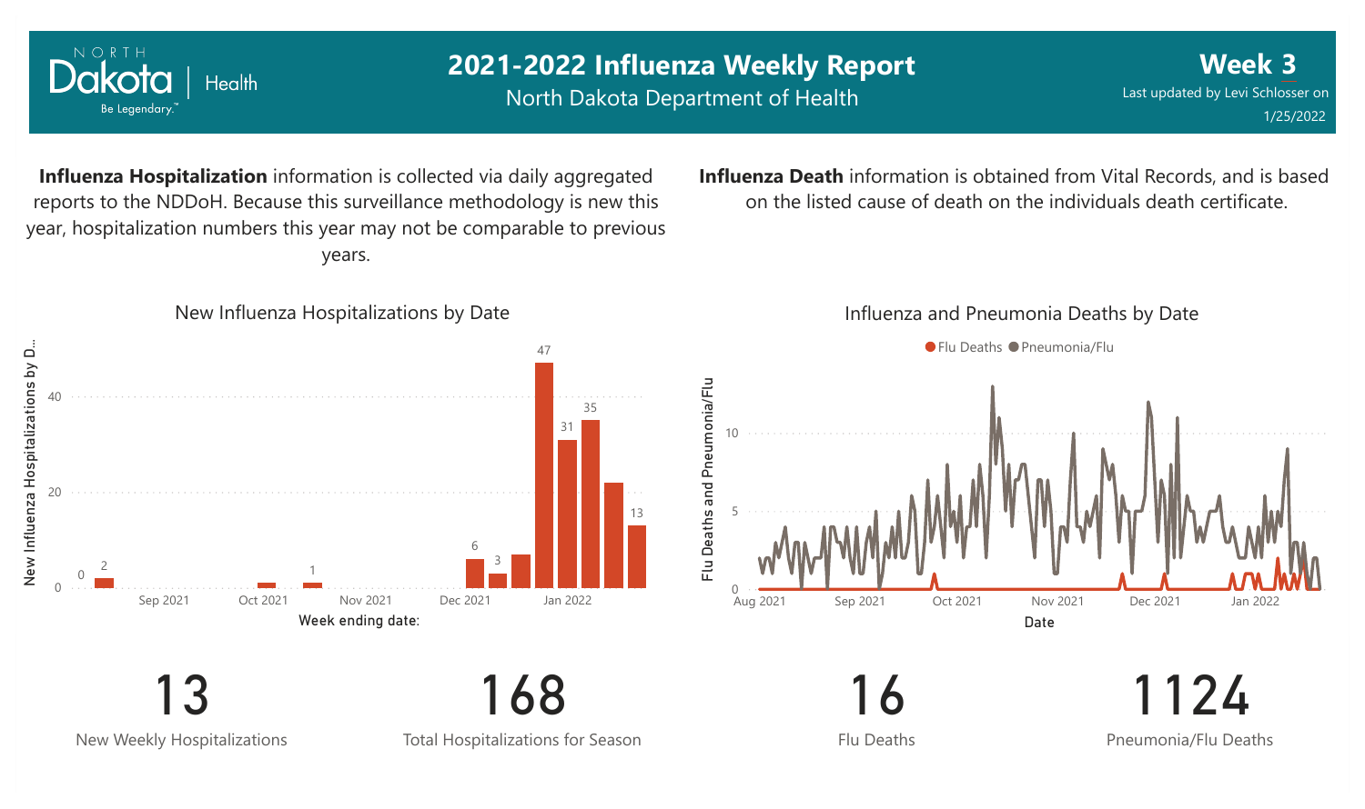# 2021-2022 Influenza Weekly Report

North Dakota Department of Health

**Week 3**

Last updated by Levi Schlosser on 1/25/2022

**Influenza Hospitalization** information is collected via daily aggregated reports to the NDDoH. Because this surveillance methodology is new this year, hospitalization numbers this year may not be comparable to previous years.

**Influenza Death** information is obtained from Vital Records, and is based on the listed cause of death on the individuals death certificate.

New Influenza Hospitalizations by Date

Influenza and Pneumonia Deaths by Date

| 13 | 168 | 16 | 1124 |
|---|---|---|---|
| New Weekly Hospitalizations | Total Hospitalizations for Season | Flu Deaths | Pneumonia/Flu Deaths |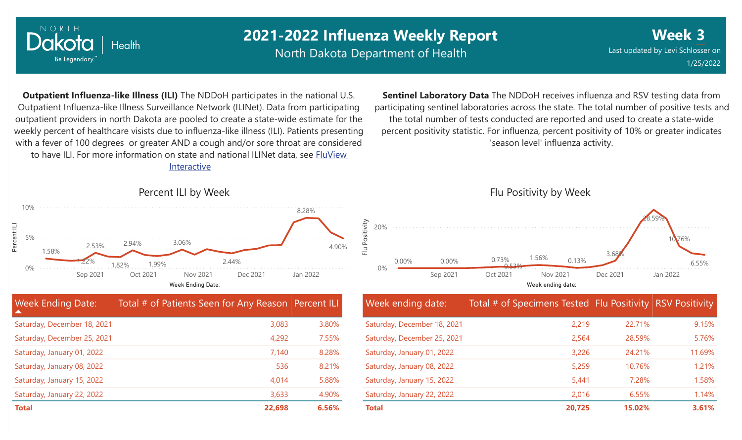# 2021-2022 Influenza Weekly Report

North Dakota Department of Health

**Week 3**

Last updated by Levi Schlosser on 1/25/2022

**Outpatient Influenza-like Illness (ILI)** The NDDoH participates in the national U.S. Outpatient Influenza-like Illness Surveillance Network (ILINet). Data from participating outpatient providers in north Dakota are pooled to create a state-wide estimate for the weekly percent of healthcare visists due to influenza-like illness (ILI). Patients presenting with a fever of 100 degrees or greater AND a cough and/or sore throat are considered to have ILI. For more information on state and national ILINet data, see FluView Interactive

**Sentinel Laboratory Data** The NDDoH receives influenza and RSV testing data from participating sentinel laboratories across the state. The total number of positive tests and the total number of tests conducted are reported and used to create a state-wide percent positivity statistic. For influenza, percent positivity of 10% or greater indicates 'season level' influenza activity.

## Percent ILI by Week

| Week Ending Date: | Total # of Patients Seen for Any Reason | Percent ILI |
|---|---|---|
| Saturday, December 18, 2021 | 3,083 | 3.80% |
| Saturday, December 25, 2021 | 4,292 | 7.55% |
| Saturday, January 01, 2022 | 7,140 | 8.28% |
| Saturday, January 08, 2022 | 536 | 8.21% |
| Saturday, January 15, 2022 | 4,014 | 5.88% |
| Saturday, January 22, 2022 | 3,633 | 4.90% |
| **Total** | **22,698** | **6.56%** |

## Flu Positivity by Week

| Week ending date: | Total # of Specimens Tested | Flu Positivity | RSV Positivity |
|---|---|---|---|
| Saturday, December 18, 2021 | 2,219 | 22.71% | 9.15% |
| Saturday, December 25, 2021 | 2,564 | 28.59% | 5.76% |
| Saturday, January 01, 2022 | 3,226 | 24.21% | 11.69% |
| Saturday, January 08, 2022 | 5,259 | 10.76% | 1.21% |
| Saturday, January 15, 2022 | 5,441 | 7.28% | 1.58% |
| Saturday, January 22, 2022 | 2,016 | 6.55% | 1.14% |
| **Total** | **20,725** | **15.02%** | **3.61%** |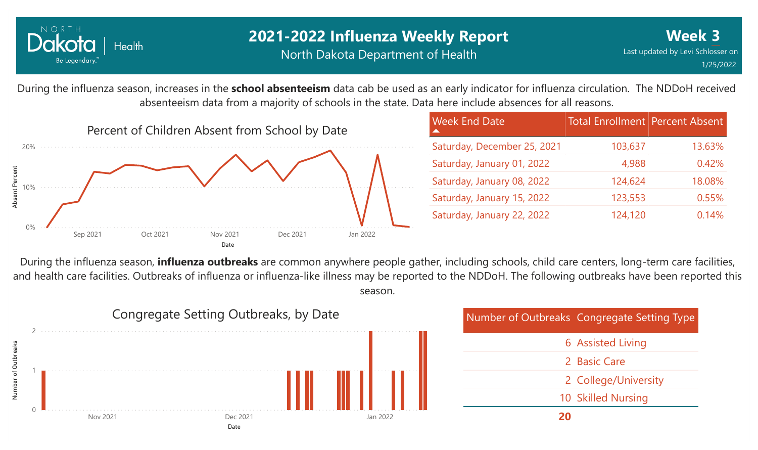# 2021-2022 Influenza Weekly Report

North Dakota Department of Health

**Week 3**

Last updated by Levi Schlosser on 1/25/2022

During the influenza season, increases in the **school absenteeism** data cab be used as an early indicator for influenza circulation. The NDDoH received absenteeism data from a majority of schools in the state. Data here include absences for all reasons.

Percent of Children Absent from School by Date

| Week End Date | Total Enrollment | Percent Absent |
|---|---|---|
| Saturday, December 25, 2021 | 103,637 | 13.63% |
| Saturday, January 01, 2022 | 4,988 | 0.42% |
| Saturday, January 08, 2022 | 124,624 | 18.08% |
| Saturday, January 15, 2022 | 123,553 | 0.55% |
| Saturday, January 22, 2022 | 124,120 | 0.14% |

During the influenza season, **influenza outbreaks** are common anywhere people gather, including schools, child care centers, long-term care facilities, and health care facilities. Outbreaks of influenza or influenza-like illness may be reported to the NDDoH. The following outbreaks have been reported this season.

Congregate Setting Outbreaks, by Date

| Number of Outbreaks | Congregate Setting Type |
|---|---|
| 6 | Assisted Living |
| 2 | Basic Care |
| 2 | College/University |
| 10 | Skilled Nursing |
| **20** | |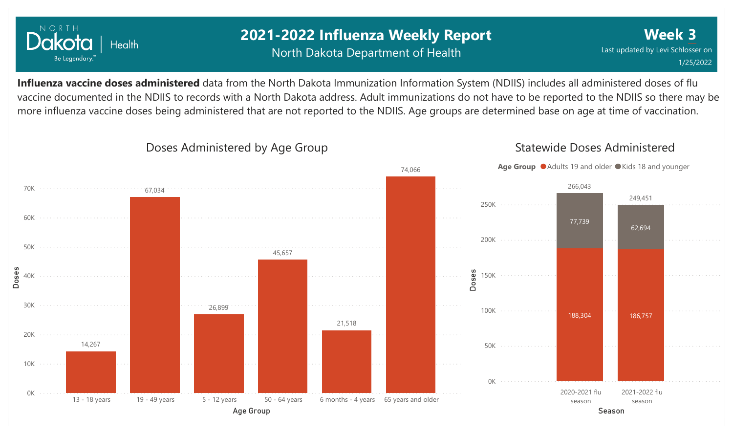# 2021-2022 Influenza Weekly Report

North Dakota Department of Health

**Week 3**

Last updated by Levi Schlosser on 1/25/2022

**Influenza vaccine doses administered** data from the North Dakota Immunization Information System (NDIIS) includes all administered doses of flu vaccine documented in the NDIIS to records with a North Dakota address. Adult immunizations do not have to be reported to the NDIIS so there may be more influenza vaccine doses being administered that are not reported to the NDIIS. Age groups are determined base on age at time of vaccination.

## Doses Administered by Age Group

| Age Group | Doses |
|---|---|
| 13 - 18 years | 14,267 |
| 19 - 49 years | 67,034 |
| 5 - 12 years | 26,899 |
| 50 - 64 years | 45,657 |
| 6 months - 4 years | 21,518 |
| 65 years and older | 74,066 |

## Statewide Doses Administered

| Season | Adults 19 and older | Kids 18 and younger | Total |
|---|---|---|---|
| 2020-2021 flu season | 188,304 | 77,739 | 266,043 |
| 2021-2022 flu season | 186,757 | 62,694 | 249,451 |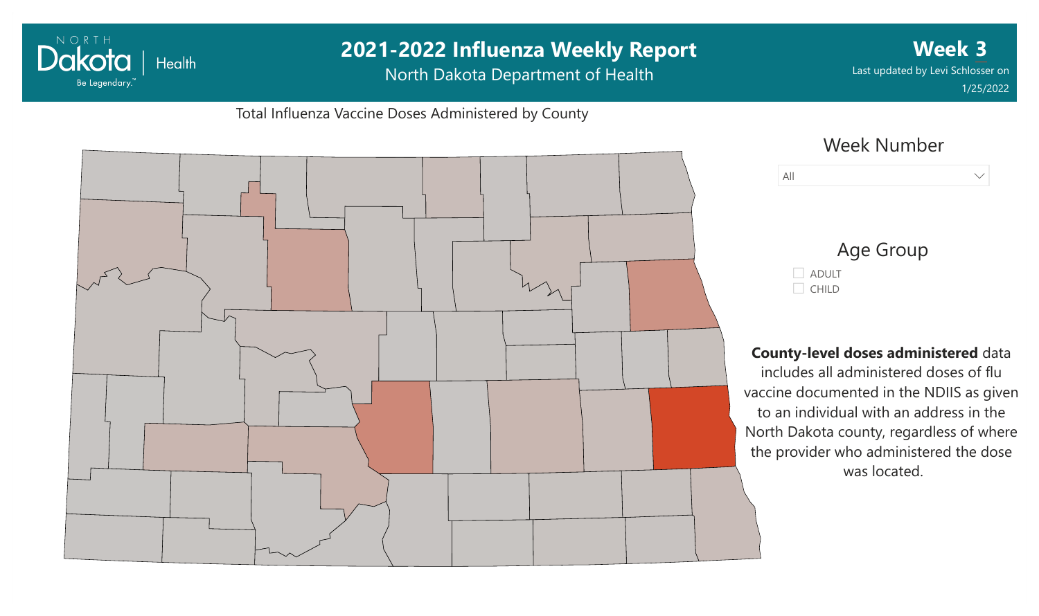# 2021-2022 Influenza Weekly Report

North Dakota Department of Health

**Week 3**

Last updated by Levi Schlosser on 1/25/2022

Total Influenza Vaccine Doses Administered by County

Week Number

All

Age Group

- ADULT
- CHILD

**County-level doses administered** data includes all administered doses of flu vaccine documented in the NDIIS as given to an individual with an address in the North Dakota county, regardless of where the provider who administered the dose was located.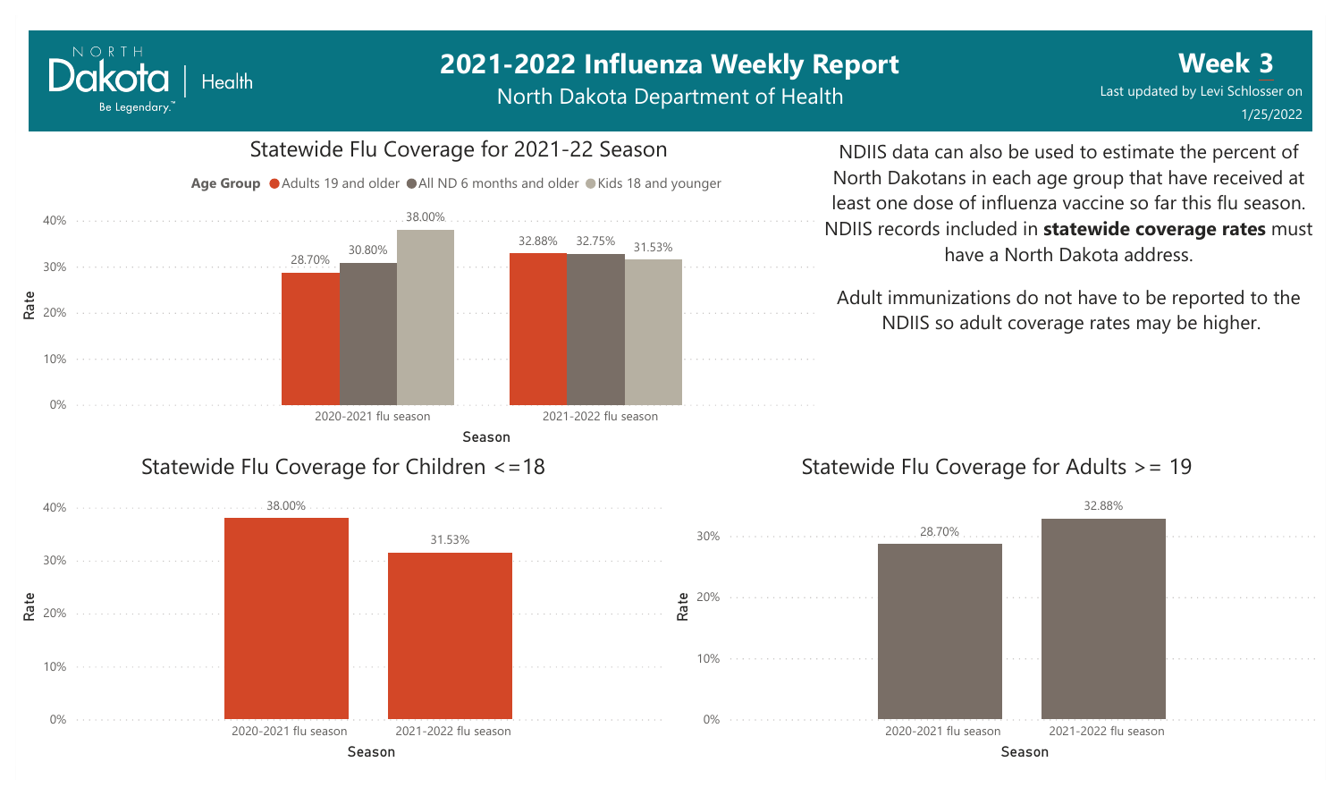# 2021-2022 Influenza Weekly Report

North Dakota Department of Health

**Week 3**

Last updated by Levi Schlosser on 1/25/2022

## Statewide Flu Coverage for 2021-22 Season

| Season | Adults 19 and older | All ND 6 months and older | Kids 18 and younger |
|---|---|---|---|
| 2020-2021 flu season | 28.70% | 30.80% | 38.00% |
| 2021-2022 flu season | 32.88% | 32.75% | 31.53% |

NDIIS data can also be used to estimate the percent of North Dakotans in each age group that have received at least one dose of influenza vaccine so far this flu season. NDIIS records included in **statewide coverage rates** must have a North Dakota address.

Adult immunizations do not have to be reported to the NDIIS so adult coverage rates may be higher.

## Statewide Flu Coverage for Children <=18

| Season | Rate |
|---|---|
| 2020-2021 flu season | 38.00% |
| 2021-2022 flu season | 31.53% |

## Statewide Flu Coverage for Adults >= 19

| Season | Rate |
|---|---|
| 2020-2021 flu season | 28.70% |
| 2021-2022 flu season | 32.88% |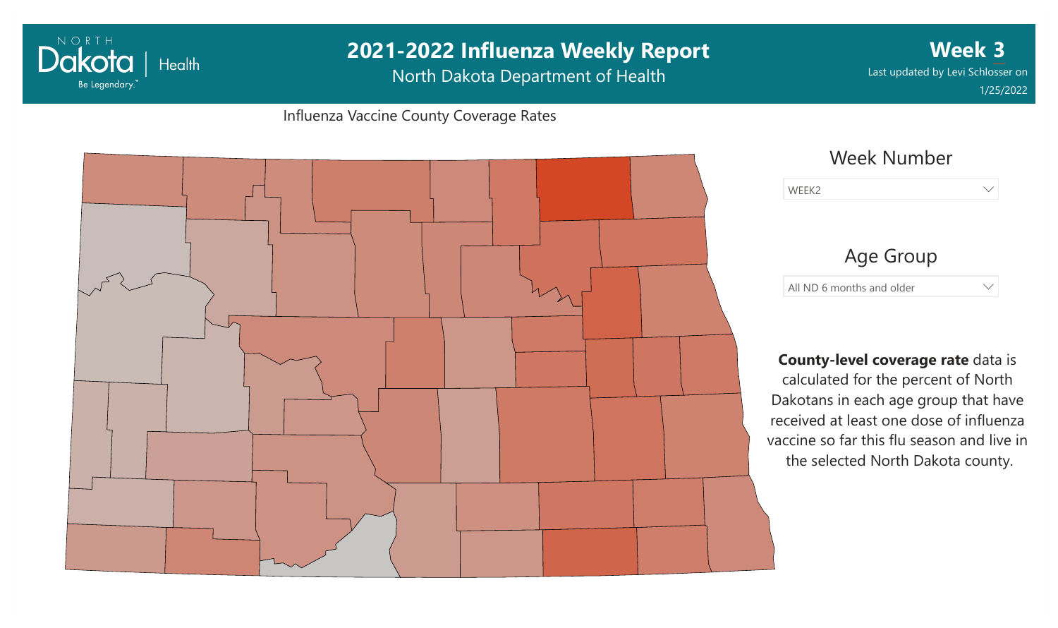# 2021-2022 Influenza Weekly Report

North Dakota Department of Health

**Week 3**

Last updated by Levi Schlosser on 1/25/2022

Influenza Vaccine County Coverage Rates

Week Number

WEEK2

Age Group

All ND 6 months and older

**County-level coverage rate** data is calculated for the percent of North Dakotans in each age group that have received at least one dose of influenza vaccine so far this flu season and live in the selected North Dakota county.